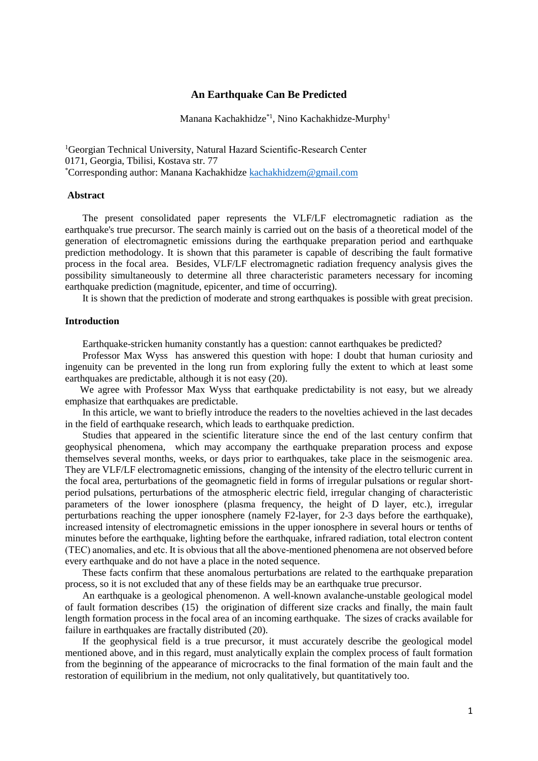# An Earthquake Can Be Predicted

Manana Kachakhidze[*1], Nino Kachakhidze-Murphy[1]

[1]Georgian Technical University, Natural Hazard Scientific-Research Center
0171, Georgia, Tbilisi, Kostava str. 77
[*]Corresponding author: Manana Kachakhidze kachakhidzem@gmail.com

## Abstract

The present consolidated paper represents the VLF/LF electromagnetic radiation as the earthquake's true precursor. The search mainly is carried out on the basis of a theoretical model of the generation of electromagnetic emissions during the earthquake preparation period and earthquake prediction methodology. It is shown that this parameter is capable of describing the fault formative process in the focal area. Besides, VLF/LF electromagnetic radiation frequency analysis gives the possibility simultaneously to determine all three characteristic parameters necessary for incoming earthquake prediction (magnitude, epicenter, and time of occurring).

It is shown that the prediction of moderate and strong earthquakes is possible with great precision.

## Introduction

Earthquake-stricken humanity constantly has a question: cannot earthquakes be predicted?

Professor Max Wyss has answered this question with hope: I doubt that human curiosity and ingenuity can be prevented in the long run from exploring fully the extent to which at least some earthquakes are predictable, although it is not easy (20).

We agree with Professor Max Wyss that earthquake predictability is not easy, but we already emphasize that earthquakes are predictable.

In this article, we want to briefly introduce the readers to the novelties achieved in the last decades in the field of earthquake research, which leads to earthquake prediction.

Studies that appeared in the scientific literature since the end of the last century confirm that geophysical phenomena, which may accompany the earthquake preparation process and expose themselves several months, weeks, or days prior to earthquakes, take place in the seismogenic area. They are VLF/LF electromagnetic emissions, changing of the intensity of the electro telluric current in the focal area, perturbations of the geomagnetic field in forms of irregular pulsations or regular short-period pulsations, perturbations of the atmospheric electric field, irregular changing of characteristic parameters of the lower ionosphere (plasma frequency, the height of D layer, etc.), irregular perturbations reaching the upper ionosphere (namely F2-layer, for 2-3 days before the earthquake), increased intensity of electromagnetic emissions in the upper ionosphere in several hours or tenths of minutes before the earthquake, lighting before the earthquake, infrared radiation, total electron content (TEC) anomalies, and etc. It is obvious that all the above-mentioned phenomena are not observed before every earthquake and do not have a place in the noted sequence.

These facts confirm that these anomalous perturbations are related to the earthquake preparation process, so it is not excluded that any of these fields may be an earthquake true precursor.

An earthquake is a geological phenomenon. A well-known avalanche-unstable geological model of fault formation describes (15) the origination of different size cracks and finally, the main fault length formation process in the focal area of an incoming earthquake. The sizes of cracks available for failure in earthquakes are fractally distributed (20).

If the geophysical field is a true precursor, it must accurately describe the geological model mentioned above, and in this regard, must analytically explain the complex process of fault formation from the beginning of the appearance of microcracks to the final formation of the main fault and the restoration of equilibrium in the medium, not only qualitatively, but quantitatively too.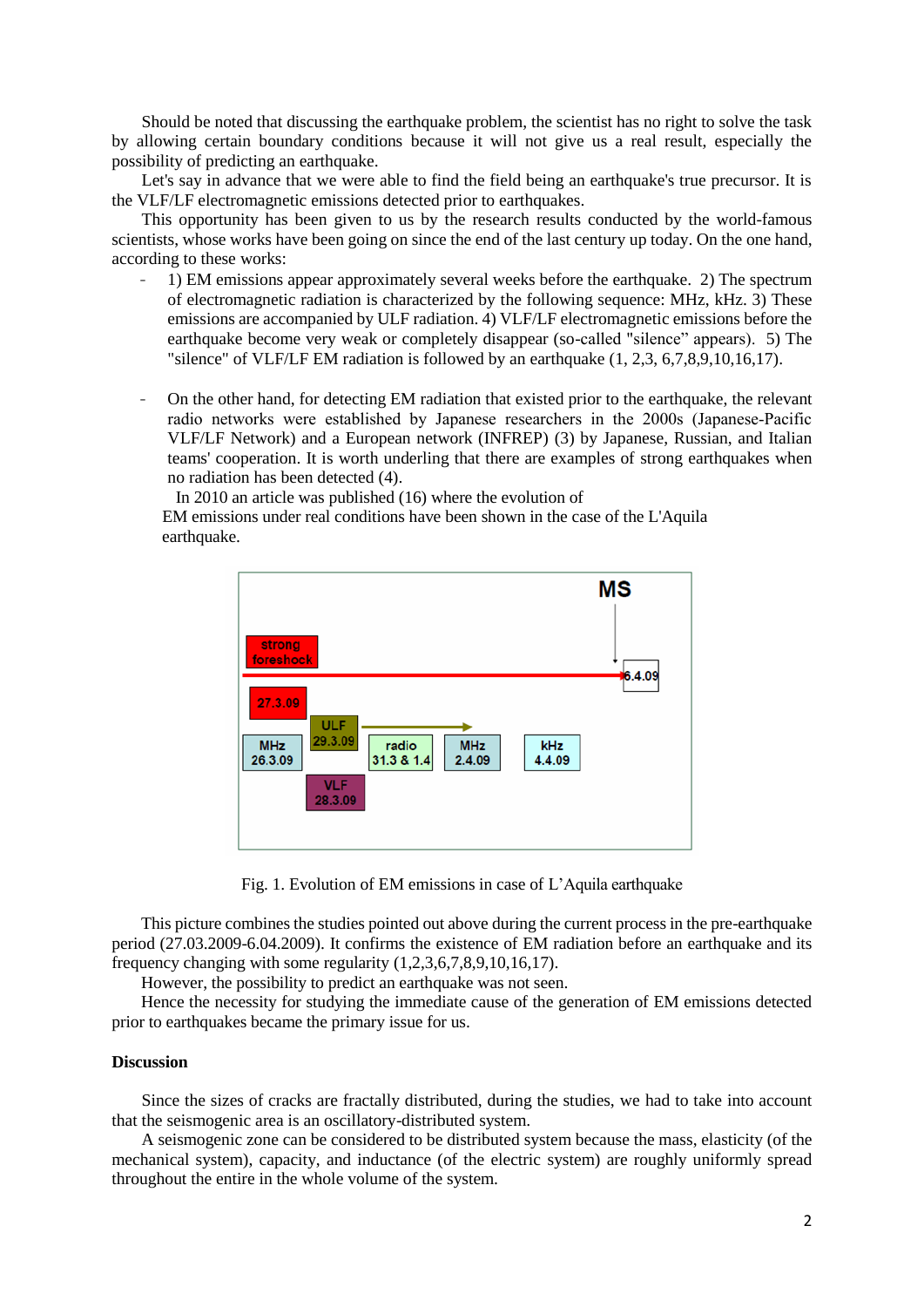Should be noted that discussing the earthquake problem, the scientist has no right to solve the task by allowing certain boundary conditions because it will not give us a real result, especially the possibility of predicting an earthquake.

Let's say in advance that we were able to find the field being an earthquake's true precursor. It is the VLF/LF electromagnetic emissions detected prior to earthquakes.

This opportunity has been given to us by the research results conducted by the world-famous scientists, whose works have been going on since the end of the last century up today. On the one hand, according to these works:

- 1) EM emissions appear approximately several weeks before the earthquake. 2) The spectrum of electromagnetic radiation is characterized by the following sequence: MHz, kHz. 3) These emissions are accompanied by ULF radiation. 4) VLF/LF electromagnetic emissions before the earthquake become very weak or completely disappear (so-called "silence" appears). 5) The "silence" of VLF/LF EM radiation is followed by an earthquake (1, 2,3, 6,7,8,9,10,16,17).

- On the other hand, for detecting EM radiation that existed prior to the earthquake, the relevant radio networks were established by Japanese researchers in the 2000s (Japanese-Pacific VLF/LF Network) and a European network (INFREP) (3) by Japanese, Russian, and Italian teams' cooperation. It is worth underling that there are examples of strong earthquakes when no radiation has been detected (4).

  In 2010 an article was published (16) where the evolution of EM emissions under real conditions have been shown in the case of the L'Aquila earthquake.

Fig. 1. Evolution of EM emissions in case of L'Aquila earthquake

This picture combines the studies pointed out above during the current process in the pre-earthquake period (27.03.2009-6.04.2009). It confirms the existence of EM radiation before an earthquake and its frequency changing with some regularity (1,2,3,6,7,8,9,10,16,17).

However, the possibility to predict an earthquake was not seen.

Hence the necessity for studying the immediate cause of the generation of EM emissions detected prior to earthquakes became the primary issue for us.

## Discussion

Since the sizes of cracks are fractally distributed, during the studies, we had to take into account that the seismogenic area is an oscillatory-distributed system.

A seismogenic zone can be considered to be distributed system because the mass, elasticity (of the mechanical system), capacity, and inductance (of the electric system) are roughly uniformly spread throughout the entire in the whole volume of the system.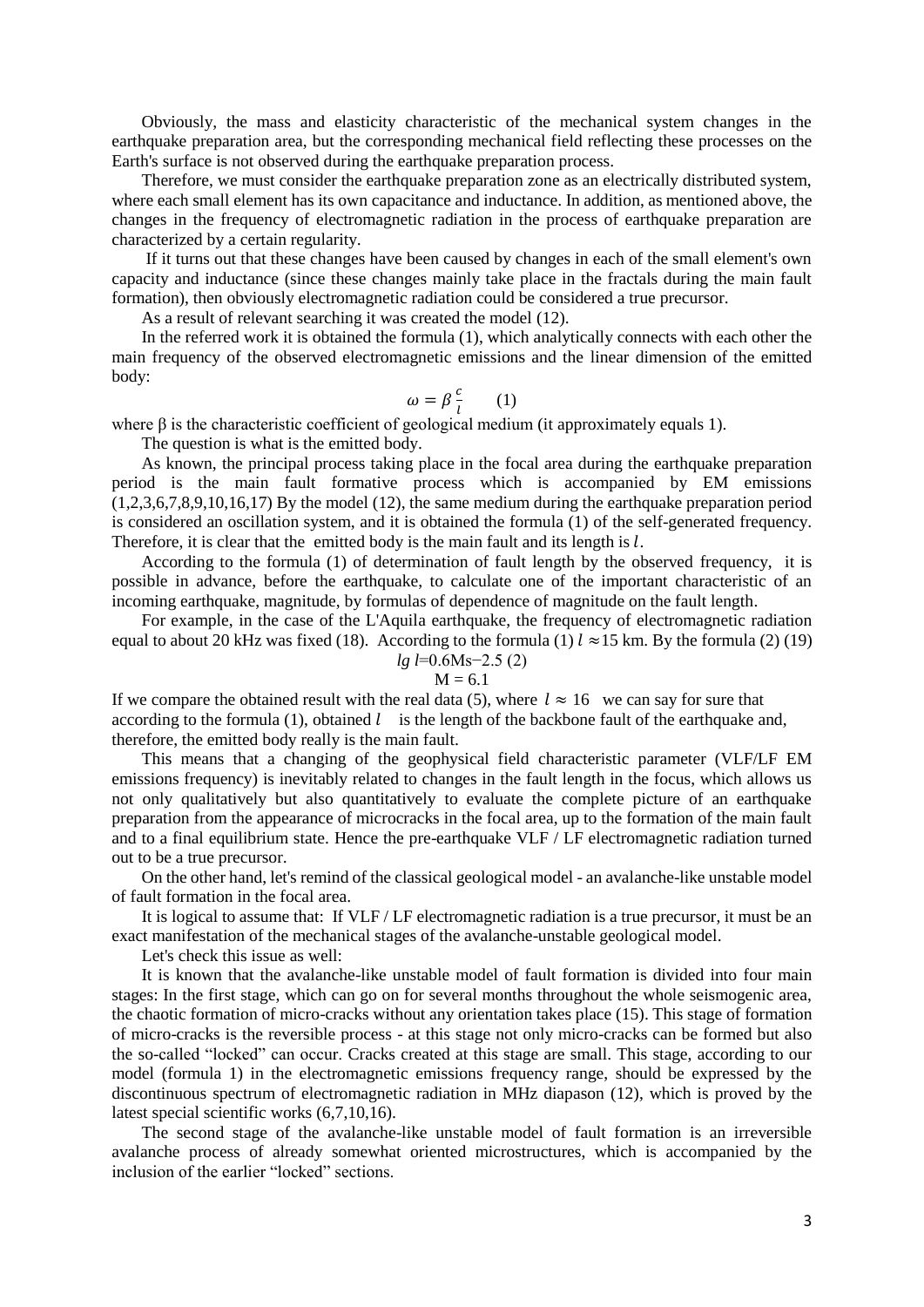Obviously, the mass and elasticity characteristic of the mechanical system changes in the earthquake preparation area, but the corresponding mechanical field reflecting these processes on the Earth's surface is not observed during the earthquake preparation process.

Therefore, we must consider the earthquake preparation zone as an electrically distributed system, where each small element has its own capacitance and inductance. In addition, as mentioned above, the changes in the frequency of electromagnetic radiation in the process of earthquake preparation are characterized by a certain regularity.

If it turns out that these changes have been caused by changes in each of the small element's own capacity and inductance (since these changes mainly take place in the fractals during the main fault formation), then obviously electromagnetic radiation could be considered a true precursor.

As a result of relevant searching it was created the model (12).

In the referred work it is obtained the formula (1), which analytically connects with each other the main frequency of the observed electromagnetic emissions and the linear dimension of the emitted body:

$$\omega = \beta \frac{c}{l} \qquad (1)$$

where β is the characteristic coefficient of geological medium (it approximately equals 1).

The question is what is the emitted body.

As known, the principal process taking place in the focal area during the earthquake preparation period is the main fault formative process which is accompanied by EM emissions (1,2,3,6,7,8,9,10,16,17) By the model (12), the same medium during the earthquake preparation period is considered an oscillation system, and it is obtained the formula (1) of the self-generated frequency. Therefore, it is clear that the emitted body is the main fault and its length is $l$.

According to the formula (1) of determination of fault length by the observed frequency, it is possible in advance, before the earthquake, to calculate one of the important characteristic of an incoming earthquake, magnitude, by formulas of dependence of magnitude on the fault length.

For example, in the case of the L'Aquila earthquake, the frequency of electromagnetic radiation equal to about 20 kHz was fixed (18). According to the formula (1) $l \approx$15 km. By the formula (2) (19)

$$lg\, l = 0.6Ms - 2.5 \quad (2)$$

$$M = 6.1$$

If we compare the obtained result with the real data (5), where $l \approx 16$ we can say for sure that according to the formula (1), obtained $l$ is the length of the backbone fault of the earthquake and, therefore, the emitted body really is the main fault.

This means that a changing of the geophysical field characteristic parameter (VLF/LF EM emissions frequency) is inevitably related to changes in the fault length in the focus, which allows us not only qualitatively but also quantitatively to evaluate the complete picture of an earthquake preparation from the appearance of microcracks in the focal area, up to the formation of the main fault and to a final equilibrium state. Hence the pre-earthquake VLF / LF electromagnetic radiation turned out to be a true precursor.

On the other hand, let's remind of the classical geological model - an avalanche-like unstable model of fault formation in the focal area.

It is logical to assume that: If VLF / LF electromagnetic radiation is a true precursor, it must be an exact manifestation of the mechanical stages of the avalanche-unstable geological model.

Let's check this issue as well:

It is known that the avalanche-like unstable model of fault formation is divided into four main stages: In the first stage, which can go on for several months throughout the whole seismogenic area, the chaotic formation of micro-cracks without any orientation takes place (15). This stage of formation of micro-cracks is the reversible process - at this stage not only micro-cracks can be formed but also the so-called "locked" can occur. Cracks created at this stage are small. This stage, according to our model (formula 1) in the electromagnetic emissions frequency range, should be expressed by the discontinuous spectrum of electromagnetic radiation in MHz diapason (12), which is proved by the latest special scientific works (6,7,10,16).

The second stage of the avalanche-like unstable model of fault formation is an irreversible avalanche process of already somewhat oriented microstructures, which is accompanied by the inclusion of the earlier "locked" sections.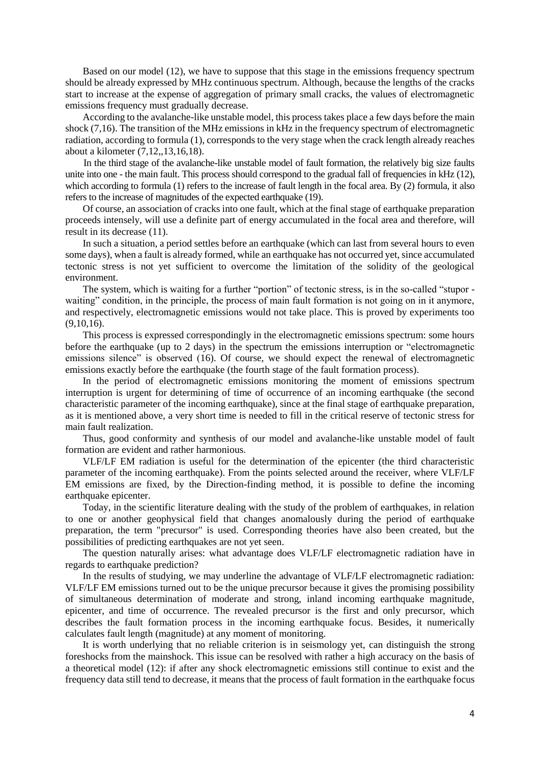Based on our model (12), we have to suppose that this stage in the emissions frequency spectrum should be already expressed by MHz continuous spectrum. Although, because the lengths of the cracks start to increase at the expense of aggregation of primary small cracks, the values of electromagnetic emissions frequency must gradually decrease.

According to the avalanche-like unstable model, this process takes place a few days before the main shock (7,16). The transition of the MHz emissions in kHz in the frequency spectrum of electromagnetic radiation, according to formula (1), corresponds to the very stage when the crack length already reaches about a kilometer (7,12,,13,16,18).

In the third stage of the avalanche-like unstable model of fault formation, the relatively big size faults unite into one - the main fault. This process should correspond to the gradual fall of frequencies in kHz (12), which according to formula (1) refers to the increase of fault length in the focal area. By (2) formula, it also refers to the increase of magnitudes of the expected earthquake (19).

Of course, an association of cracks into one fault, which at the final stage of earthquake preparation proceeds intensely, will use a definite part of energy accumulated in the focal area and therefore, will result in its decrease (11).

In such a situation, a period settles before an earthquake (which can last from several hours to even some days), when a fault is already formed, while an earthquake has not occurred yet, since accumulated tectonic stress is not yet sufficient to overcome the limitation of the solidity of the geological environment.

The system, which is waiting for a further "portion" of tectonic stress, is in the so-called "stupor - waiting" condition, in the principle, the process of main fault formation is not going on in it anymore, and respectively, electromagnetic emissions would not take place. This is proved by experiments too (9,10,16).

This process is expressed correspondingly in the electromagnetic emissions spectrum: some hours before the earthquake (up to 2 days) in the spectrum the emissions interruption or "electromagnetic emissions silence" is observed (16). Of course, we should expect the renewal of electromagnetic emissions exactly before the earthquake (the fourth stage of the fault formation process).

In the period of electromagnetic emissions monitoring the moment of emissions spectrum interruption is urgent for determining of time of occurrence of an incoming earthquake (the second characteristic parameter of the incoming earthquake), since at the final stage of earthquake preparation, as it is mentioned above, a very short time is needed to fill in the critical reserve of tectonic stress for main fault realization.

Thus, good conformity and synthesis of our model and avalanche-like unstable model of fault formation are evident and rather harmonious.

VLF/LF EM radiation is useful for the determination of the epicenter (the third characteristic parameter of the incoming earthquake). From the points selected around the receiver, where VLF/LF EM emissions are fixed, by the Direction-finding method, it is possible to define the incoming earthquake epicenter.

Today, in the scientific literature dealing with the study of the problem of earthquakes, in relation to one or another geophysical field that changes anomalously during the period of earthquake preparation, the term "precursor" is used. Corresponding theories have also been created, but the possibilities of predicting earthquakes are not yet seen.

The question naturally arises: what advantage does VLF/LF electromagnetic radiation have in regards to earthquake prediction?

In the results of studying, we may underline the advantage of VLF/LF electromagnetic radiation: VLF/LF EM emissions turned out to be the unique precursor because it gives the promising possibility of simultaneous determination of moderate and strong, inland incoming earthquake magnitude, epicenter, and time of occurrence. The revealed precursor is the first and only precursor, which describes the fault formation process in the incoming earthquake focus. Besides, it numerically calculates fault length (magnitude) at any moment of monitoring.

It is worth underlying that no reliable criterion is in seismology yet, can distinguish the strong foreshocks from the mainshock. This issue can be resolved with rather a high accuracy on the basis of a theoretical model (12): if after any shock electromagnetic emissions still continue to exist and the frequency data still tend to decrease, it means that the process of fault formation in the earthquake focus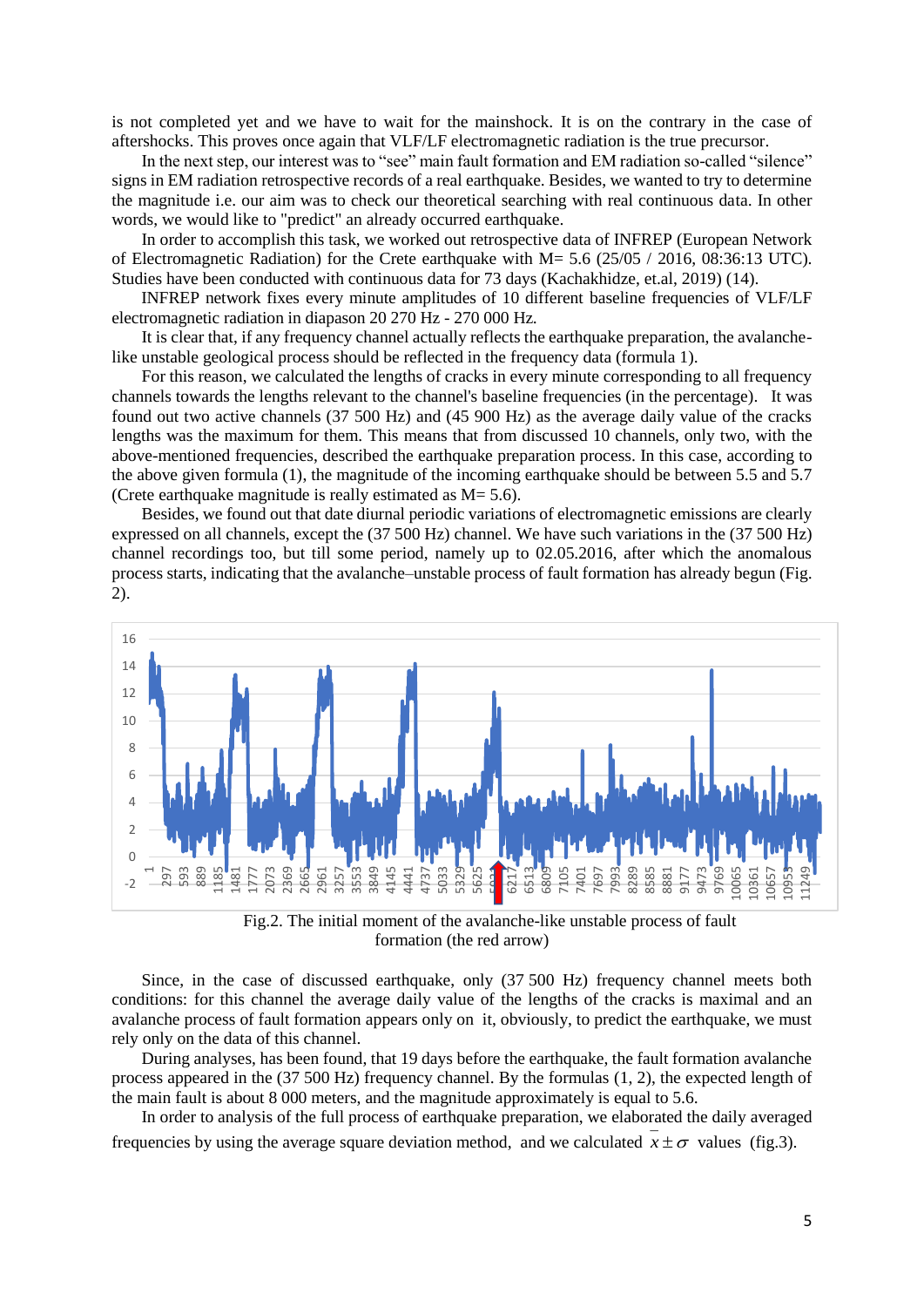is not completed yet and we have to wait for the mainshock. It is on the contrary in the case of aftershocks. This proves once again that VLF/LF electromagnetic radiation is the true precursor.

In the next step, our interest was to "see" main fault formation and EM radiation so-called "silence" signs in EM radiation retrospective records of a real earthquake. Besides, we wanted to try to determine the magnitude i.e. our aim was to check our theoretical searching with real continuous data. In other words, we would like to "predict" an already occurred earthquake.

In order to accomplish this task, we worked out retrospective data of INFREP (European Network of Electromagnetic Radiation) for the Crete earthquake with M= 5.6 (25/05 / 2016, 08:36:13 UTC). Studies have been conducted with continuous data for 73 days (Kachakhidze, et.al, 2019) (14).

INFREP network fixes every minute amplitudes of 10 different baseline frequencies of VLF/LF electromagnetic radiation in diapason 20 270 Hz - 270 000 Hz.

It is clear that, if any frequency channel actually reflects the earthquake preparation, the avalanche-like unstable geological process should be reflected in the frequency data (formula 1).

For this reason, we calculated the lengths of cracks in every minute corresponding to all frequency channels towards the lengths relevant to the channel's baseline frequencies (in the percentage). It was found out two active channels (37 500 Hz) and (45 900 Hz) as the average daily value of the cracks lengths was the maximum for them. This means that from discussed 10 channels, only two, with the above-mentioned frequencies, described the earthquake preparation process. In this case, according to the above given formula (1), the magnitude of the incoming earthquake should be between 5.5 and 5.7 (Crete earthquake magnitude is really estimated as M= 5.6).

Besides, we found out that date diurnal periodic variations of electromagnetic emissions are clearly expressed on all channels, except the (37 500 Hz) channel. We have such variations in the (37 500 Hz) channel recordings too, but till some period, namely up to 02.05.2016, after which the anomalous process starts, indicating that the avalanche–unstable process of fault formation has already begun (Fig. 2).

Fig.2. The initial moment of the avalanche-like unstable process of fault formation (the red arrow)

Since, in the case of discussed earthquake, only (37 500 Hz) frequency channel meets both conditions: for this channel the average daily value of the lengths of the cracks is maximal and an avalanche process of fault formation appears only on it, obviously, to predict the earthquake, we must rely only on the data of this channel.

During analyses, has been found, that 19 days before the earthquake, the fault formation avalanche process appeared in the (37 500 Hz) frequency channel. By the formulas (1, 2), the expected length of the main fault is about 8 000 meters, and the magnitude approximately is equal to 5.6.

In order to analysis of the full process of earthquake preparation, we elaborated the daily averaged frequencies by using the average square deviation method, and we calculated $\bar{x} \pm \sigma$ values (fig.3).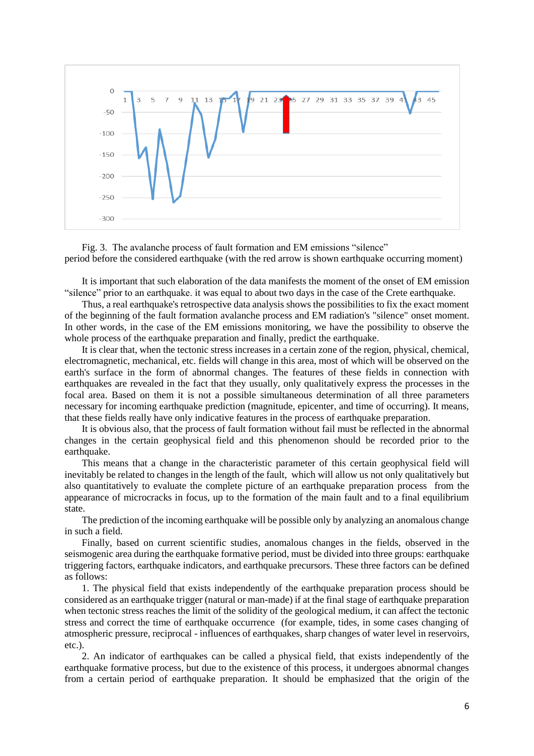Fig. 3. The avalanche process of fault formation and EM emissions "silence" period before the considered earthquake (with the red arrow is shown earthquake occurring moment)

It is important that such elaboration of the data manifests the moment of the onset of EM emission "silence" prior to an earthquake. it was equal to about two days in the case of the Crete earthquake.

Thus, a real earthquake's retrospective data analysis shows the possibilities to fix the exact moment of the beginning of the fault formation avalanche process and EM radiation's "silence" onset moment. In other words, in the case of the EM emissions monitoring, we have the possibility to observe the whole process of the earthquake preparation and finally, predict the earthquake.

It is clear that, when the tectonic stress increases in a certain zone of the region, physical, chemical, electromagnetic, mechanical, etc. fields will change in this area, most of which will be observed on the earth's surface in the form of abnormal changes. The features of these fields in connection with earthquakes are revealed in the fact that they usually, only qualitatively express the processes in the focal area. Based on them it is not a possible simultaneous determination of all three parameters necessary for incoming earthquake prediction (magnitude, epicenter, and time of occurring). It means, that these fields really have only indicative features in the process of earthquake preparation.

It is obvious also, that the process of fault formation without fail must be reflected in the abnormal changes in the certain geophysical field and this phenomenon should be recorded prior to the earthquake.

This means that a change in the characteristic parameter of this certain geophysical field will inevitably be related to changes in the length of the fault, which will allow us not only qualitatively but also quantitatively to evaluate the complete picture of an earthquake preparation process from the appearance of microcracks in focus, up to the formation of the main fault and to a final equilibrium state.

The prediction of the incoming earthquake will be possible only by analyzing an anomalous change in such a field.

Finally, based on current scientific studies, anomalous changes in the fields, observed in the seismogenic area during the earthquake formative period, must be divided into three groups: earthquake triggering factors, earthquake indicators, and earthquake precursors. These three factors can be defined as follows:

1. The physical field that exists independently of the earthquake preparation process should be considered as an earthquake trigger (natural or man-made) if at the final stage of earthquake preparation when tectonic stress reaches the limit of the solidity of the geological medium, it can affect the tectonic stress and correct the time of earthquake occurrence (for example, tides, in some cases changing of atmospheric pressure, reciprocal - influences of earthquakes, sharp changes of water level in reservoirs, etc.).

2. An indicator of earthquakes can be called a physical field, that exists independently of the earthquake formative process, but due to the existence of this process, it undergoes abnormal changes from a certain period of earthquake preparation. It should be emphasized that the origin of the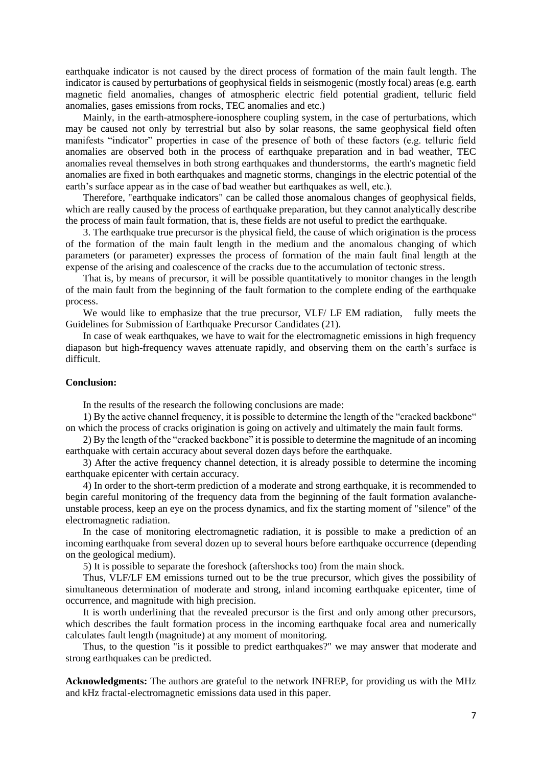earthquake indicator is not caused by the direct process of formation of the main fault length. The indicator is caused by perturbations of geophysical fields in seismogenic (mostly focal) areas (e.g. earth magnetic field anomalies, changes of atmospheric electric field potential gradient, telluric field anomalies, gases emissions from rocks, TEC anomalies and etc.)

Mainly, in the earth-atmosphere-ionosphere coupling system, in the case of perturbations, which may be caused not only by terrestrial but also by solar reasons, the same geophysical field often manifests "indicator" properties in case of the presence of both of these factors (e.g. telluric field anomalies are observed both in the process of earthquake preparation and in bad weather, TEC anomalies reveal themselves in both strong earthquakes and thunderstorms, the earth's magnetic field anomalies are fixed in both earthquakes and magnetic storms, changings in the electric potential of the earth's surface appear as in the case of bad weather but earthquakes as well, etc.).

Therefore, "earthquake indicators" can be called those anomalous changes of geophysical fields, which are really caused by the process of earthquake preparation, but they cannot analytically describe the process of main fault formation, that is, these fields are not useful to predict the earthquake.

3. The earthquake true precursor is the physical field, the cause of which origination is the process of the formation of the main fault length in the medium and the anomalous changing of which parameters (or parameter) expresses the process of formation of the main fault final length at the expense of the arising and coalescence of the cracks due to the accumulation of tectonic stress.

That is, by means of precursor, it will be possible quantitatively to monitor changes in the length of the main fault from the beginning of the fault formation to the complete ending of the earthquake process.

We would like to emphasize that the true precursor, VLF/ LF EM radiation, fully meets the Guidelines for Submission of Earthquake Precursor Candidates (21).

In case of weak earthquakes, we have to wait for the electromagnetic emissions in high frequency diapason but high-frequency waves attenuate rapidly, and observing them on the earth's surface is difficult.

**Conclusion:**

In the results of the research the following conclusions are made:

1) By the active channel frequency, it is possible to determine the length of the "cracked backbone" on which the process of cracks origination is going on actively and ultimately the main fault forms.

2) By the length of the "cracked backbone" it is possible to determine the magnitude of an incoming earthquake with certain accuracy about several dozen days before the earthquake.

3) After the active frequency channel detection, it is already possible to determine the incoming earthquake epicenter with certain accuracy.

4) In order to the short-term prediction of a moderate and strong earthquake, it is recommended to begin careful monitoring of the frequency data from the beginning of the fault formation avalanche-unstable process, keep an eye on the process dynamics, and fix the starting moment of "silence" of the electromagnetic radiation.

In the case of monitoring electromagnetic radiation, it is possible to make a prediction of an incoming earthquake from several dozen up to several hours before earthquake occurrence (depending on the geological medium).

5) It is possible to separate the foreshock (aftershocks too) from the main shock.

Thus, VLF/LF EM emissions turned out to be the true precursor, which gives the possibility of simultaneous determination of moderate and strong, inland incoming earthquake epicenter, time of occurrence, and magnitude with high precision.

It is worth underlining that the revealed precursor is the first and only among other precursors, which describes the fault formation process in the incoming earthquake focal area and numerically calculates fault length (magnitude) at any moment of monitoring.

Thus, to the question "is it possible to predict earthquakes?" we may answer that moderate and strong earthquakes can be predicted.

**Acknowledgments:** The authors are grateful to the network INFREP, for providing us with the MHz and kHz fractal-electromagnetic emissions data used in this paper.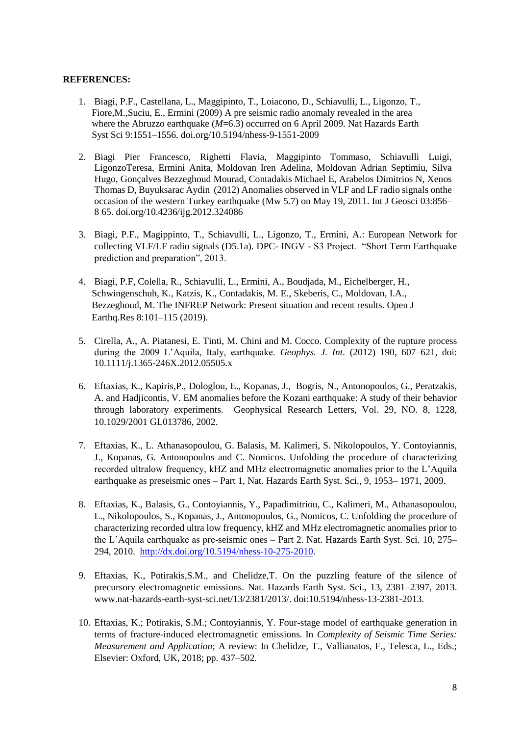**REFERENCES:**

1. Biagi, P.F., Castellana, L., Maggipinto, T., Loiacono, D., Schiavulli, L., Ligonzo, T., Fiore,M.,Suciu, E., Ermini (2009) A pre seismic radio anomaly revealed in the area where the Abruzzo earthquake (*M*=6.3) occurred on 6 April 2009. Nat Hazards Earth Syst Sci 9:1551–1556. doi.org/10.5194/nhess-9-1551-2009

2. Biagi Pier Francesco, Righetti Flavia, Maggipinto Tommaso, Schiavulli Luigi, LigonzoTeresa, Ermini Anita, Moldovan Iren Adelina, Moldovan Adrian Septimiu, Silva Hugo, Gonçalves Bezzeghoud Mourad, Contadakis Michael E, Arabelos Dimitrios N, Xenos Thomas D, Buyuksarac Aydin (2012) Anomalies observed in VLF and LF radio signals onthe occasion of the western Turkey earthquake (Mw 5.7) on May 19, 2011. Int J Geosci 03:856–8 65. doi.org/10.4236/ijg.2012.324086

3. Biagi, P.F., Magippinto, T., Schiavulli, L., Ligonzo, T., Ermini, A.: European Network for collecting VLF/LF radio signals (D5.1a). DPC- INGV - S3 Project. "Short Term Earthquake prediction and preparation", 2013.

4. Biagi, P.F, Colella, R., Schiavulli, L., Ermini, A., Boudjada, M., Eichelberger, H., Schwingenschuh, K., Katzis, K., Contadakis, M. E., Skeberis, C., Moldovan, I.A., Bezzeghoud, M. The INFREP Network: Present situation and recent results. Open J Earthq.Res 8:101–115 (2019).

5. Cirella, A., A. Piatanesi, E. Tinti, M. Chini and M. Cocco. Complexity of the rupture process during the 2009 L'Aquila, Italy, earthquake. *Geophys. J. Int.* (2012) 190, 607–621, doi: 10.1111/j.1365-246X.2012.05505.x

6. Eftaxias, K., Kapiris,P., Dologlou, E., Kopanas, J., Bogris, N., Antonopoulos, G., Peratzakis, A. and Hadjicontis, V. EM anomalies before the Kozani earthquake: A study of their behavior through laboratory experiments. Geophysical Research Letters, Vol. 29, NO. 8, 1228, 10.1029/2001 GL013786, 2002.

7. Eftaxias, K., L. Athanasopoulou, G. Balasis, M. Kalimeri, S. Nikolopoulos, Y. Contoyiannis, J., Kopanas, G. Antonopoulos and C. Nomicos. Unfolding the procedure of characterizing recorded ultralow frequency, kHZ and MHz electromagnetic anomalies prior to the L'Aquila earthquake as preseismic ones – Part 1, Nat. Hazards Earth Syst. Sci., 9, 1953– 1971, 2009.

8. Eftaxias, K., Balasis, G., Contoyiannis, Y., Papadimitriou, C., Kalimeri, M., Athanasopoulou, L., Nikolopoulos, S., Kopanas, J., Antonopoulos, G., Nomicos, C. Unfolding the procedure of characterizing recorded ultra low frequency, kHZ and MHz electromagnetic anomalies prior to the L'Aquila earthquake as pre-seismic ones – Part 2. Nat. Hazards Earth Syst. Sci. 10, 275–294, 2010. http://dx.doi.org/10.5194/nhess-10-275-2010.

9. Eftaxias, K., Potirakis,S.M., and Chelidze,T. On the puzzling feature of the silence of precursory electromagnetic emissions. Nat. Hazards Earth Syst. Sci., 13, 2381–2397, 2013. www.nat-hazards-earth-syst-sci.net/13/2381/2013/. doi:10.5194/nhess-13-2381-2013.

10. Eftaxias, K.; Potirakis, S.M.; Contoyiannis, Y. Four-stage model of earthquake generation in terms of fracture-induced electromagnetic emissions. In *Complexity of Seismic Time Series: Measurement and Application*; A review: In Chelidze, T., Vallianatos, F., Telesca, L., Eds.; Elsevier: Oxford, UK, 2018; pp. 437–502.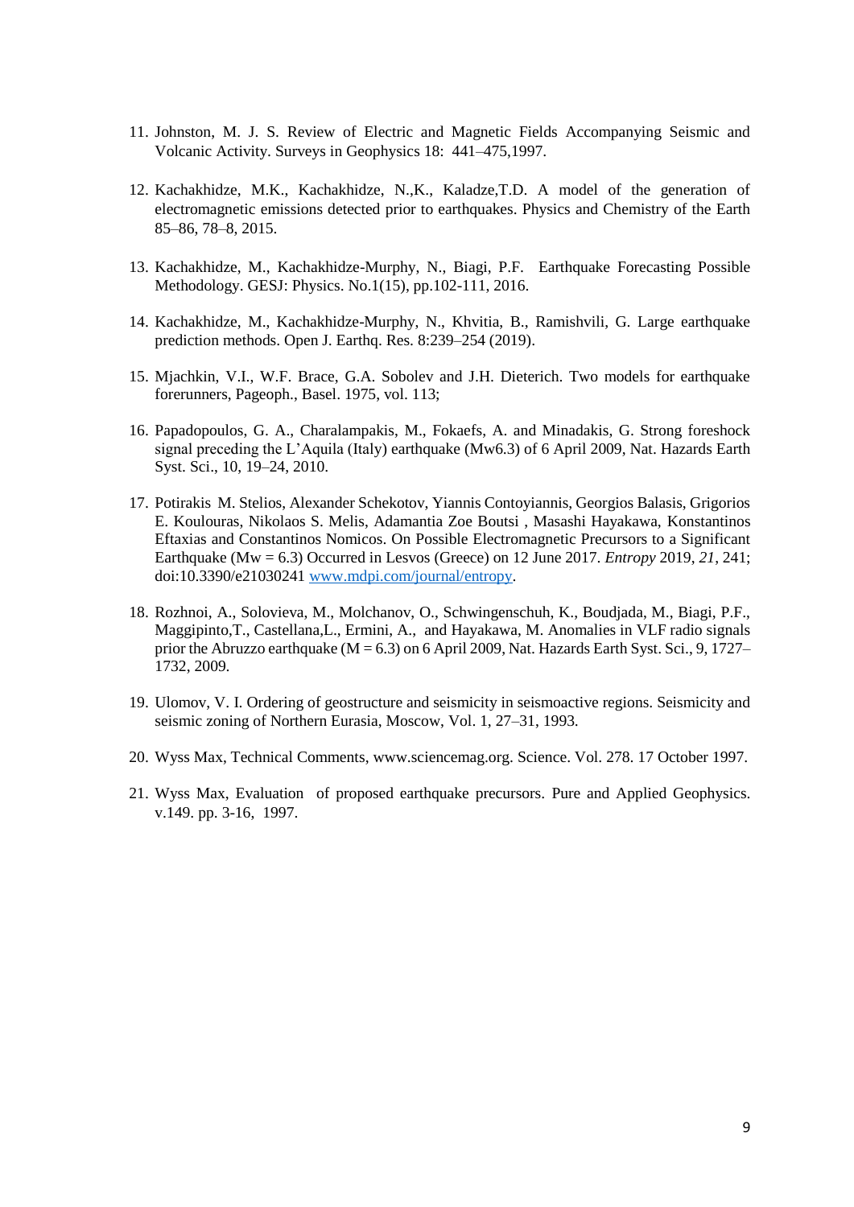11. Johnston, M. J. S. Review of Electric and Magnetic Fields Accompanying Seismic and Volcanic Activity. Surveys in Geophysics 18: 441–475,1997.

12. Kachakhidze, M.K., Kachakhidze, N.,K., Kaladze,T.D. A model of the generation of electromagnetic emissions detected prior to earthquakes. Physics and Chemistry of the Earth 85–86, 78–8, 2015.

13. Kachakhidze, M., Kachakhidze-Murphy, N., Biagi, P.F. Earthquake Forecasting Possible Methodology. GESJ: Physics. No.1(15), pp.102-111, 2016.

14. Kachakhidze, M., Kachakhidze-Murphy, N., Khvitia, B., Ramishvili, G. Large earthquake prediction methods. Open J. Earthq. Res. 8:239–254 (2019).

15. Mjachkin, V.I., W.F. Brace, G.A. Sobolev and J.H. Dieterich. Two models for earthquake forerunners, Pageoph., Basel. 1975, vol. 113;

16. Papadopoulos, G. A., Charalampakis, M., Fokaefs, A. and Minadakis, G. Strong foreshock signal preceding the L'Aquila (Italy) earthquake (Mw6.3) of 6 April 2009, Nat. Hazards Earth Syst. Sci., 10, 19–24, 2010.

17. Potirakis M. Stelios, Alexander Schekotov, Yiannis Contoyiannis, Georgios Balasis, Grigorios E. Koulouras, Nikolaos S. Melis, Adamantia Zoe Boutsi , Masashi Hayakawa, Konstantinos Eftaxias and Constantinos Nomicos. On Possible Electromagnetic Precursors to a Significant Earthquake (Mw = 6.3) Occurred in Lesvos (Greece) on 12 June 2017. *Entropy* 2019, *21*, 241; doi:10.3390/e21030241 www.mdpi.com/journal/entropy.

18. Rozhnoi, A., Solovieva, M., Molchanov, O., Schwingenschuh, K., Boudjada, M., Biagi, P.F., Maggipinto,T., Castellana,L., Ermini, A., and Hayakawa, M. Anomalies in VLF radio signals prior the Abruzzo earthquake (M = 6.3) on 6 April 2009, Nat. Hazards Earth Syst. Sci., 9, 1727–1732, 2009.

19. Ulomov, V. I. Ordering of geostructure and seismicity in seismoactive regions. Seismicity and seismic zoning of Northern Eurasia, Moscow, Vol. 1, 27–31, 1993.

20. Wyss Max, Technical Comments, www.sciencemag.org. Science. Vol. 278. 17 October 1997.

21. Wyss Max, Evaluation of proposed earthquake precursors. Pure and Applied Geophysics. v.149. pp. 3-16, 1997.